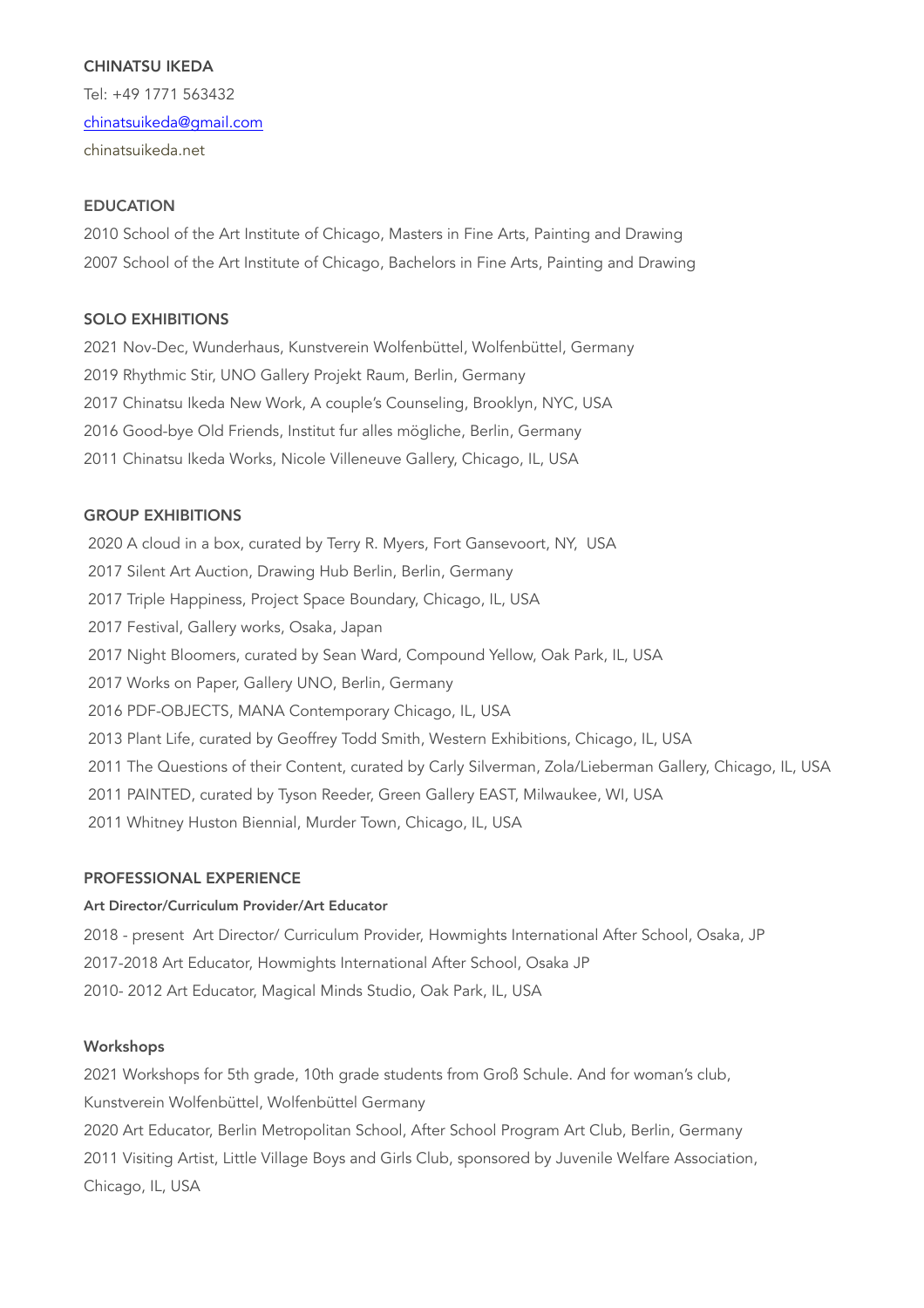**CHINATSU IKEDA**

Tel: +49 1771 563432

chinatsuikeda@gmail.com

chinatsuikeda.net

## EDUCATION

2010 School of the Art Institute of Chicago, Masters in Fine Arts, Painting and Drawing

2007 School of the Art Institute of Chicago, Bachelors in Fine Arts, Painting and Drawing

## SOLO EXHIBITIONS

2021 Nov-Dec, Wunderhaus, Kunstverein Wolfenbüttel, Wolfenbüttel, Germany

2019 Rhythmic Stir, UNO Gallery Projekt Raum, Berlin, Germany

2017 Chinatsu Ikeda New Work, A couple's Counseling, Brooklyn, NYC, USA

2016 Good-bye Old Friends, Institut fur alles mögliche, Berlin, Germany

2011 Chinatsu Ikeda Works, Nicole Villeneuve Gallery, Chicago, IL, USA

## GROUP EXHIBITIONS

2020 A cloud in a box, curated by Terry R. Myers, Fort Gansevoort, NY, USA

2017 Silent Art Auction, Drawing Hub Berlin, Berlin, Germany

2017 Triple Happiness, Project Space Boundary, Chicago, IL, USA

2017 Festival, Gallery works, Osaka, Japan

2017 Night Bloomers, curated by Sean Ward, Compound Yellow, Oak Park, IL, USA

2017 Works on Paper, Gallery UNO, Berlin, Germany

2016 PDF-OBJECTS, MANA Contemporary Chicago, IL, USA

2013 Plant Life, curated by Geoffrey Todd Smith, Western Exhibitions, Chicago, IL, USA

2011 The Questions of their Content, curated by Carly Silverman, Zola/Lieberman Gallery, Chicago, IL, USA

2011 PAINTED, curated by Tyson Reeder, Green Gallery EAST, Milwaukee, WI, USA

2011 Whitney Huston Biennial, Murder Town, Chicago, IL, USA

## PROFESSIONAL EXPERIENCE

### Art Director/Curriculum Provider/Art Educator

2018 - present Art Director/ Curriculum Provider, Howmights International After School, Osaka, JP

2017-2018 Art Educator, Howmights International After School, Osaka JP

2010- 2012 Art Educator, Magical Minds Studio, Oak Park, IL, USA

### Workshops

2021 Workshops for 5th grade, 10th grade students from Groß Schule. And for woman's club, Kunstverein Wolfenbüttel, Wolfenbüttel Germany

2020 Art Educator, Berlin Metropolitan School, After School Program Art Club, Berlin, Germany

2011 Visiting Artist, Little Village Boys and Girls Club, sponsored by Juvenile Welfare Association, Chicago, IL, USA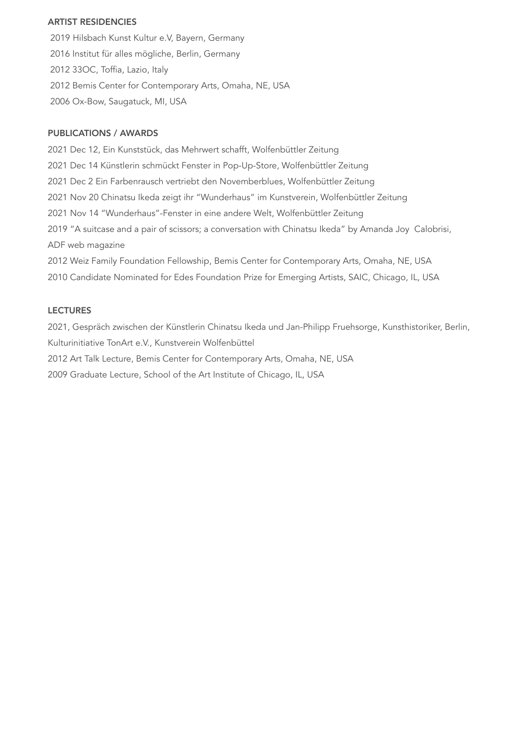## ARTIST RESIDENCIES

2019 Hilsbach Kunst Kultur e.V, Bayern, Germany
2016 Institut für alles mögliche, Berlin, Germany
2012 33OC, Toffia, Lazio, Italy
2012 Bemis Center for Contemporary Arts, Omaha, NE, USA
2006 Ox-Bow, Saugatuck, MI, USA

## PUBLICATIONS / AWARDS

2021 Dec 12, Ein Kunststück, das Mehrwert schafft, Wolfenbüttler Zeitung
2021 Dec 14 Künstlerin schmückt Fenster in Pop-Up-Store, Wolfenbüttler Zeitung
2021 Dec 2 Ein Farbenrausch vertriebt den Novemberblues, Wolfenbüttler Zeitung
2021 Nov 20 Chinatsu Ikeda zeigt ihr "Wunderhaus" im Kunstverein, Wolfenbüttler Zeitung
2021 Nov 14 "Wunderhaus"-Fenster in eine andere Welt, Wolfenbüttler Zeitung
2019 "A suitcase and a pair of scissors; a conversation with Chinatsu Ikeda" by Amanda Joy Calobrisi, ADF web magazine
2012 Weiz Family Foundation Fellowship, Bemis Center for Contemporary Arts, Omaha, NE, USA
2010 Candidate Nominated for Edes Foundation Prize for Emerging Artists, SAIC, Chicago, IL, USA

## LECTURES

2021, Gespräch zwischen der Künstlerin Chinatsu Ikeda und Jan-Philipp Fruehsorge, Kunsthistoriker, Berlin, Kulturinitiative TonArt e.V., Kunstverein Wolfenbüttel
2012 Art Talk Lecture, Bemis Center for Contemporary Arts, Omaha, NE, USA
2009 Graduate Lecture, School of the Art Institute of Chicago, IL, USA